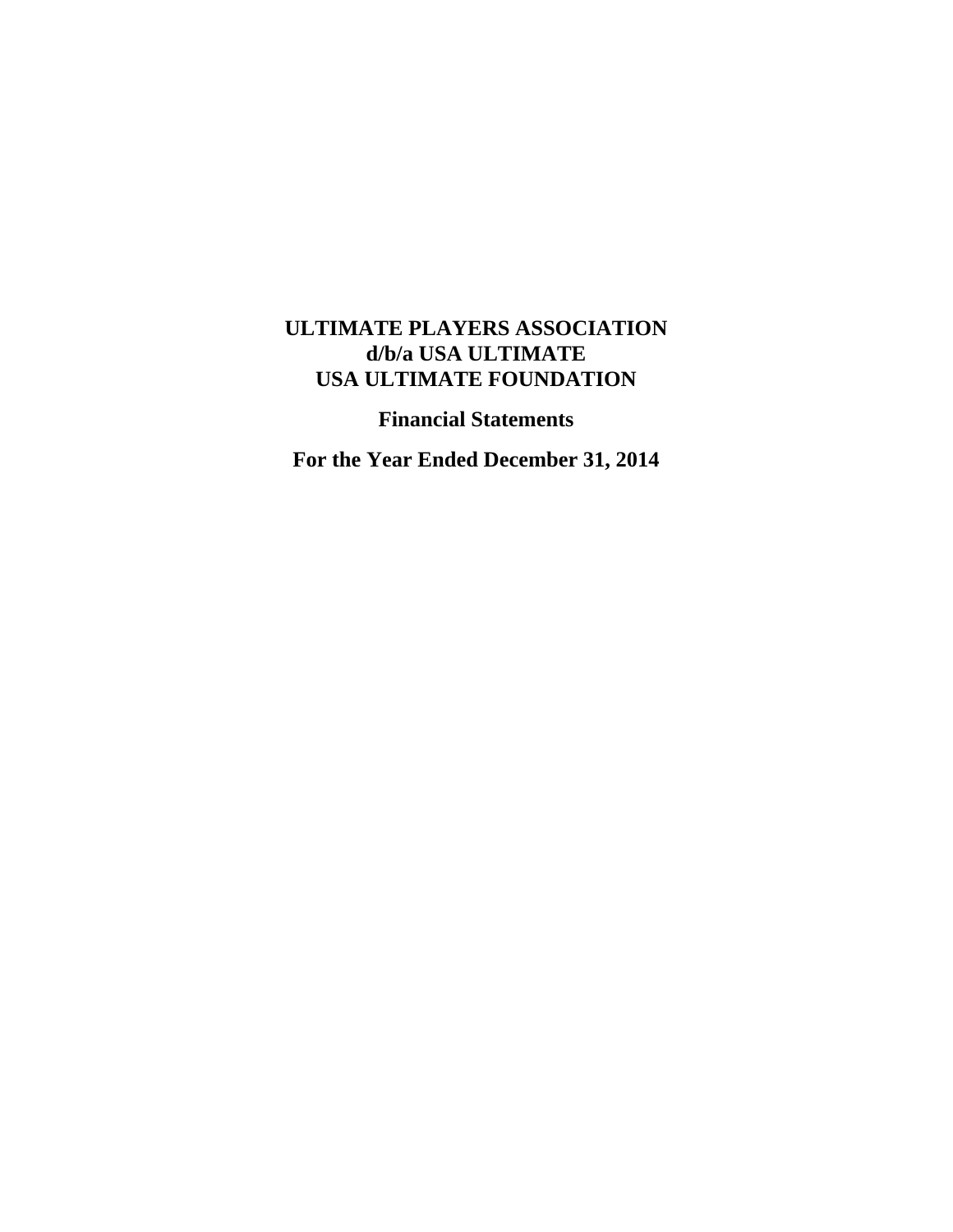# ULTIMATE PLAYERS ASSOCIATION
# d/b/a USA ULTIMATE
# USA ULTIMATE FOUNDATION

## Financial Statements

## For the Year Ended December 31, 2014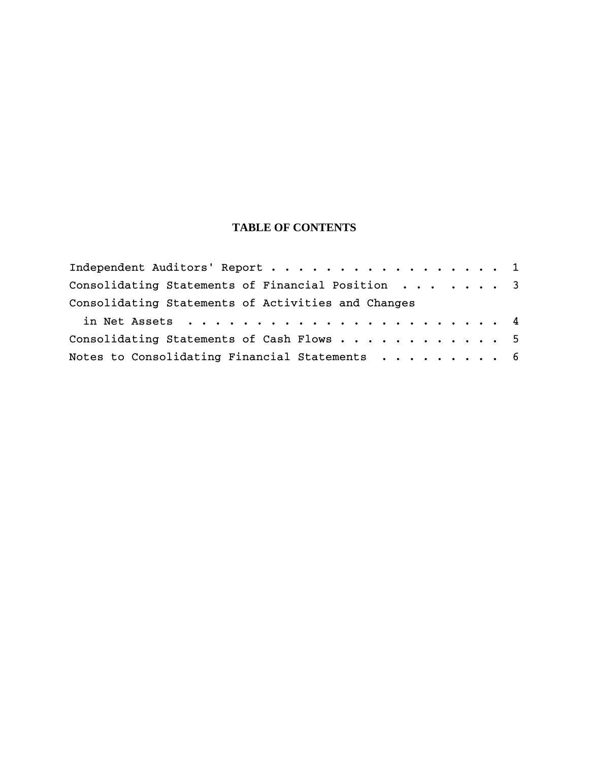# TABLE OF CONTENTS

| | |
|---|---|
| Independent Auditors' Report | 1 |
| Consolidating Statements of Financial Position | 3 |
| Consolidating Statements of Activities and Changes in Net Assets | 4 |
| Consolidating Statements of Cash Flows | 5 |
| Notes to Consolidating Financial Statements | 6 |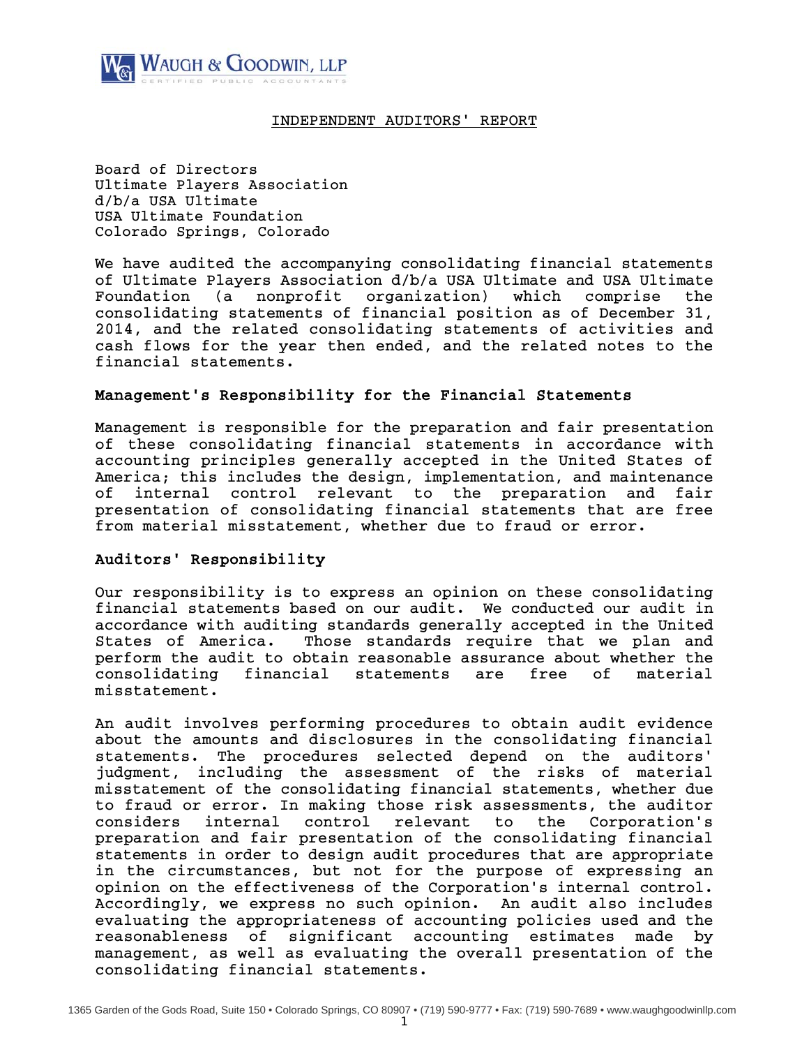# INDEPENDENT AUDITORS' REPORT

Board of Directors
Ultimate Players Association
d/b/a USA Ultimate
USA Ultimate Foundation
Colorado Springs, Colorado

We have audited the accompanying consolidating financial statements of Ultimate Players Association d/b/a USA Ultimate and USA Ultimate Foundation (a nonprofit organization) which comprise the consolidating statements of financial position as of December 31, 2014, and the related consolidating statements of activities and cash flows for the year then ended, and the related notes to the financial statements.

## Management's Responsibility for the Financial Statements

Management is responsible for the preparation and fair presentation of these consolidating financial statements in accordance with accounting principles generally accepted in the United States of America; this includes the design, implementation, and maintenance of internal control relevant to the preparation and fair presentation of consolidating financial statements that are free from material misstatement, whether due to fraud or error.

## Auditors' Responsibility

Our responsibility is to express an opinion on these consolidating financial statements based on our audit. We conducted our audit in accordance with auditing standards generally accepted in the United States of America. Those standards require that we plan and perform the audit to obtain reasonable assurance about whether the consolidating financial statements are free of material misstatement.

An audit involves performing procedures to obtain audit evidence about the amounts and disclosures in the consolidating financial statements. The procedures selected depend on the auditors' judgment, including the assessment of the risks of material misstatement of the consolidating financial statements, whether due to fraud or error. In making those risk assessments, the auditor considers internal control relevant to the Corporation's preparation and fair presentation of the consolidating financial statements in order to design audit procedures that are appropriate in the circumstances, but not for the purpose of expressing an opinion on the effectiveness of the Corporation's internal control. Accordingly, we express no such opinion. An audit also includes evaluating the appropriateness of accounting policies used and the reasonableness of significant accounting estimates made by management, as well as evaluating the overall presentation of the consolidating financial statements.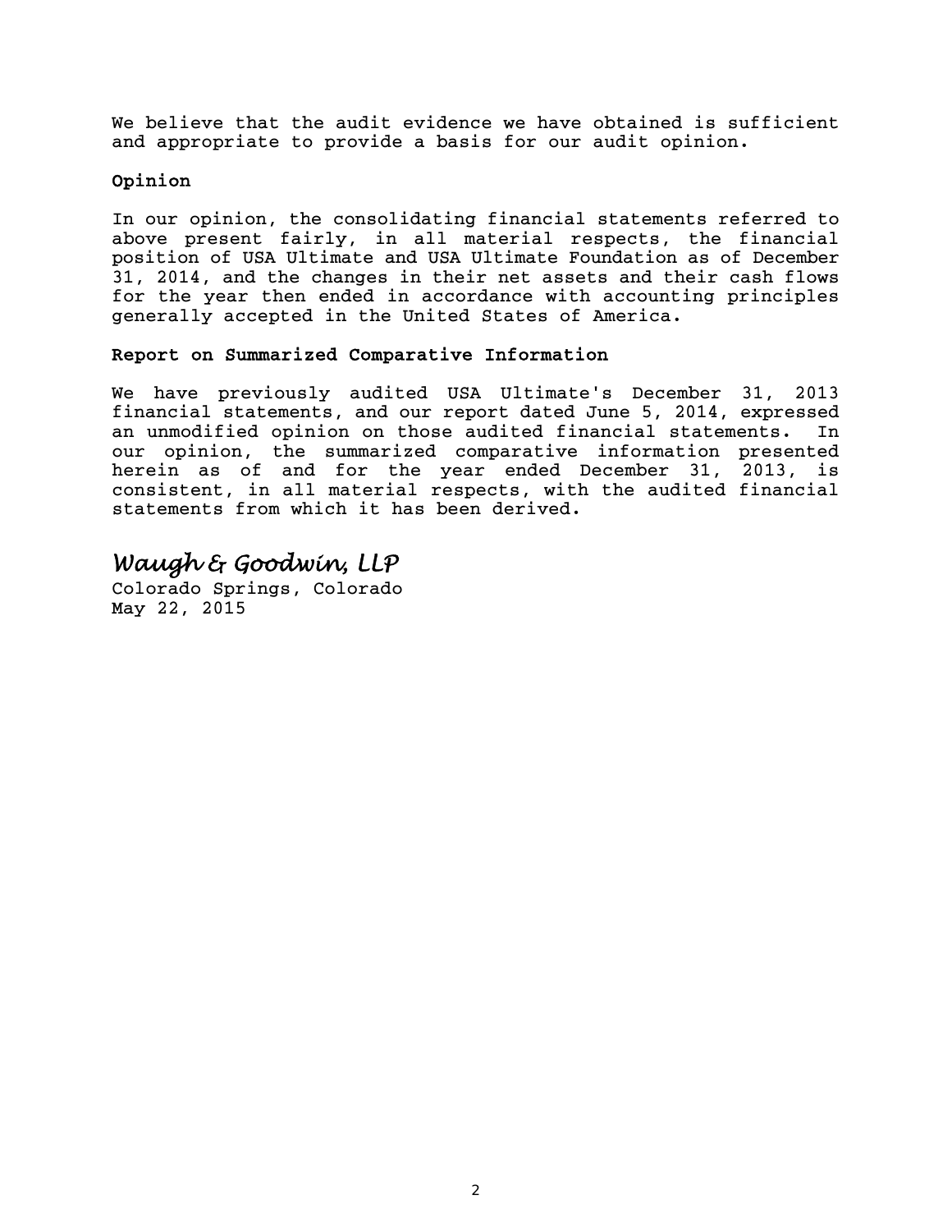We believe that the audit evidence we have obtained is sufficient and appropriate to provide a basis for our audit opinion.

### Opinion

In our opinion, the consolidating financial statements referred to above present fairly, in all material respects, the financial position of USA Ultimate and USA Ultimate Foundation as of December 31, 2014, and the changes in their net assets and their cash flows for the year then ended in accordance with accounting principles generally accepted in the United States of America.

### Report on Summarized Comparative Information

We have previously audited USA Ultimate's December 31, 2013 financial statements, and our report dated June 5, 2014, expressed an unmodified opinion on those audited financial statements. In our opinion, the summarized comparative information presented herein as of and for the year ended December 31, 2013, is consistent, in all material respects, with the audited financial statements from which it has been derived.

*Waugh & Goodwin, LLP*

Colorado Springs, Colorado
May 22, 2015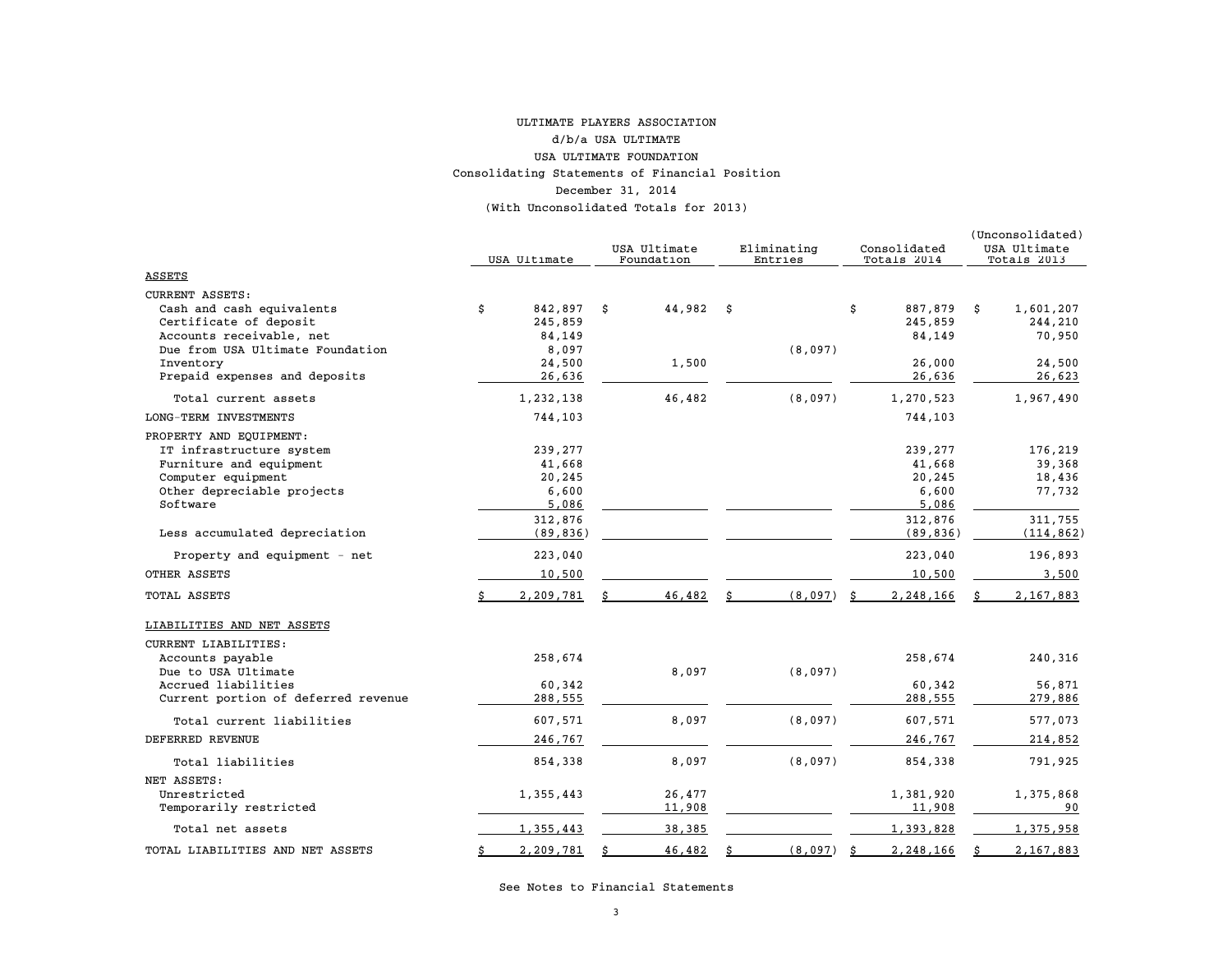# ULTIMATE PLAYERS ASSOCIATION
## d/b/a USA ULTIMATE
## USA ULTIMATE FOUNDATION
### Consolidating Statements of Financial Position
### December 31, 2014
### (With Unconsolidated Totals for 2013)

| | USA Ultimate | USA Ultimate Foundation | Eliminating Entries | Consolidated Totals 2014 | (Unconsolidated) USA Ultimate Totals 2013 |
|---|---|---|---|---|---|
| **ASSETS** | | | | | |
| CURRENT ASSETS: | | | | | |
| Cash and cash equivalents | $ 842,897 | $ 44,982 | $ | $ 887,879 | $ 1,601,207 |
| Certificate of deposit | 245,859 | | | 245,859 | 244,210 |
| Accounts receivable, net | 84,149 | | | 84,149 | 70,950 |
| Due from USA Ultimate Foundation | 8,097 | | (8,097) | | |
| Inventory | 24,500 | 1,500 | | 26,000 | 24,500 |
| Prepaid expenses and deposits | 26,636 | | | 26,636 | 26,623 |
| Total current assets | 1,232,138 | 46,482 | (8,097) | 1,270,523 | 1,967,490 |
| LONG-TERM INVESTMENTS | 744,103 | | | 744,103 | |
| PROPERTY AND EQUIPMENT: | | | | | |
| IT infrastructure system | 239,277 | | | 239,277 | 176,219 |
| Furniture and equipment | 41,668 | | | 41,668 | 39,368 |
| Computer equipment | 20,245 | | | 20,245 | 18,436 |
| Other depreciable projects | 6,600 | | | 6,600 | 77,732 |
| Software | 5,086 | | | 5,086 | |
| | 312,876 | | | 312,876 | 311,755 |
| Less accumulated depreciation | (89,836) | | | (89,836) | (114,862) |
| Property and equipment - net | 223,040 | | | 223,040 | 196,893 |
| OTHER ASSETS | 10,500 | | | 10,500 | 3,500 |
| TOTAL ASSETS | $ 2,209,781 | $ 46,482 | $ (8,097) | $ 2,248,166 | $ 2,167,883 |
| **LIABILITIES AND NET ASSETS** | | | | | |
| CURRENT LIABILITIES: | | | | | |
| Accounts payable | 258,674 | | | 258,674 | 240,316 |
| Due to USA Ultimate | | 8,097 | (8,097) | | |
| Accrued liabilities | 60,342 | | | 60,342 | 56,871 |
| Current portion of deferred revenue | 288,555 | | | 288,555 | 279,886 |
| Total current liabilities | 607,571 | 8,097 | (8,097) | 607,571 | 577,073 |
| DEFERRED REVENUE | 246,767 | | | 246,767 | 214,852 |
| Total liabilities | 854,338 | 8,097 | (8,097) | 854,338 | 791,925 |
| NET ASSETS: | | | | | |
| Unrestricted | 1,355,443 | 26,477 | | 1,381,920 | 1,375,868 |
| Temporarily restricted | | 11,908 | | 11,908 | 90 |
| Total net assets | 1,355,443 | 38,385 | | 1,393,828 | 1,375,958 |
| TOTAL LIABILITIES AND NET ASSETS | $ 2,209,781 | $ 46,482 | $ (8,097) | $ 2,248,166 | $ 2,167,883 |

See Notes to Financial Statements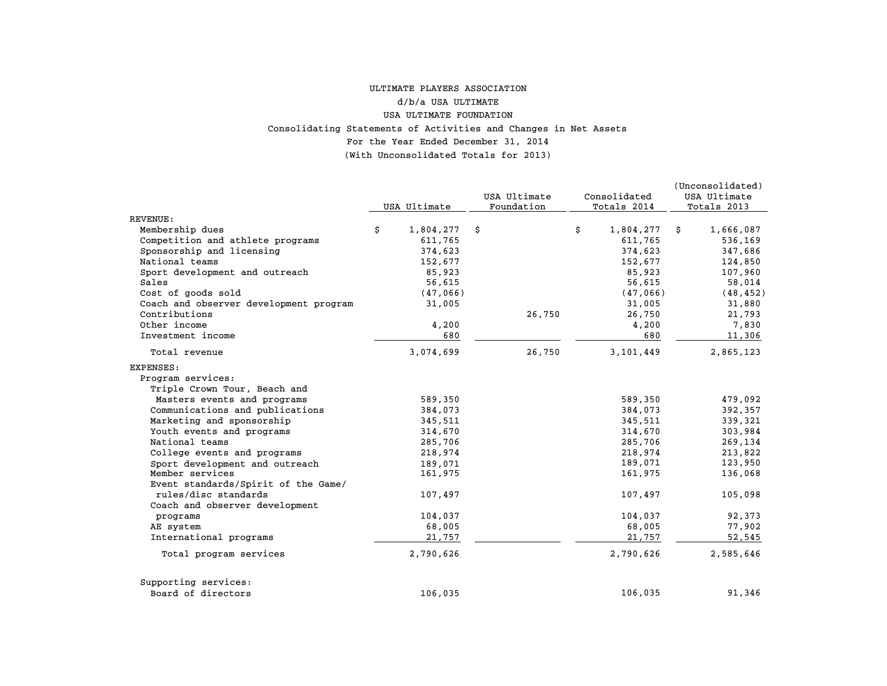ULTIMATE PLAYERS ASSOCIATION

d/b/a USA ULTIMATE

USA ULTIMATE FOUNDATION

Consolidating Statements of Activities and Changes in Net Assets

For the Year Ended December 31, 2014

(With Unconsolidated Totals for 2013)

| | USA Ultimate | USA Ultimate Foundation | Consolidated Totals 2014 | (Unconsolidated) USA Ultimate Totals 2013 |
|---|---|---|---|---|
| REVENUE: | | | | |
| Membership dues | $ 1,804,277 | $ | $ 1,804,277 | $ 1,666,087 |
| Competition and athlete programs | 611,765 | | 611,765 | 536,169 |
| Sponsorship and licensing | 374,623 | | 374,623 | 347,686 |
| National teams | 152,677 | | 152,677 | 124,850 |
| Sport development and outreach | 85,923 | | 85,923 | 107,960 |
| Sales | 56,615 | | 56,615 | 58,014 |
| Cost of goods sold | (47,066) | | (47,066) | (48,452) |
| Coach and observer development program | 31,005 | | 31,005 | 31,880 |
| Contributions | | 26,750 | 26,750 | 21,793 |
| Other income | 4,200 | | 4,200 | 7,830 |
| Investment income | 680 | | 680 | 11,306 |
| Total revenue | 3,074,699 | 26,750 | 3,101,449 | 2,865,123 |
| EXPENSES: | | | | |
| Program services: | | | | |
| Triple Crown Tour, Beach and Masters events and programs | 589,350 | | 589,350 | 479,092 |
| Communications and publications | 384,073 | | 384,073 | 392,357 |
| Marketing and sponsorship | 345,511 | | 345,511 | 339,321 |
| Youth events and programs | 314,670 | | 314,670 | 303,984 |
| National teams | 285,706 | | 285,706 | 269,134 |
| College events and programs | 218,974 | | 218,974 | 213,822 |
| Sport development and outreach | 189,071 | | 189,071 | 123,950 |
| Member services | 161,975 | | 161,975 | 136,068 |
| Event standards/Spirit of the Game/ rules/disc standards | 107,497 | | 107,497 | 105,098 |
| Coach and observer development programs | 104,037 | | 104,037 | 92,373 |
| AE system | 68,005 | | 68,005 | 77,902 |
| International programs | 21,757 | | 21,757 | 52,545 |
| Total program services | 2,790,626 | | 2,790,626 | 2,585,646 |
| Supporting services: | | | | |
| Board of directors | 106,035 | | 106,035 | 91,346 |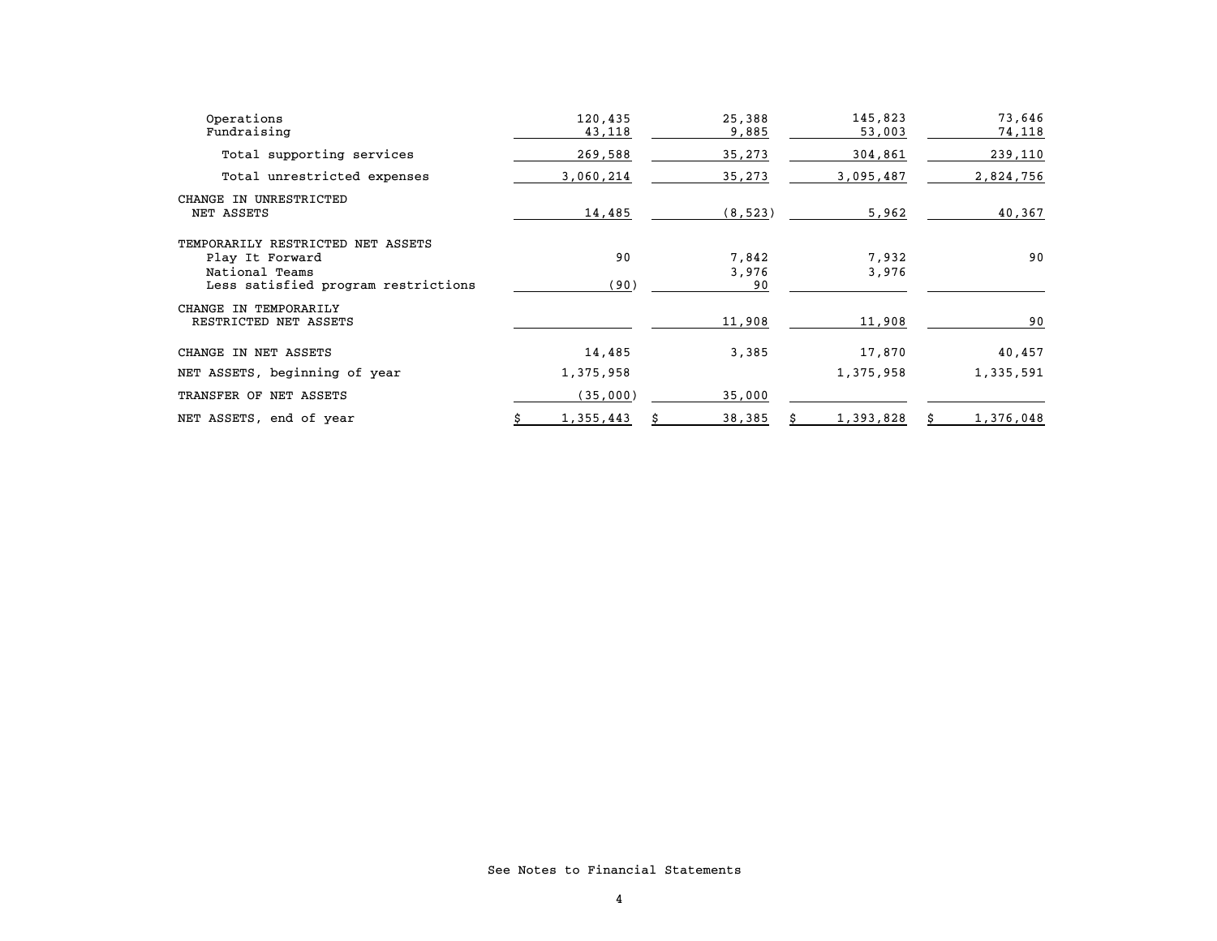| | | | | |
|---|---|---|---|---|
| Operations | 120,435 | 25,388 | 145,823 | 73,646 |
| Fundraising | 43,118 | 9,885 | 53,003 | 74,118 |
| Total supporting services | 269,588 | 35,273 | 304,861 | 239,110 |
| Total unrestricted expenses | 3,060,214 | 35,273 | 3,095,487 | 2,824,756 |
| CHANGE IN UNRESTRICTED NET ASSETS | 14,485 | (8,523) | 5,962 | 40,367 |
| TEMPORARILY RESTRICTED NET ASSETS | | | | |
| Play It Forward | 90 | 7,842 | 7,932 | 90 |
| National Teams | | 3,976 | 3,976 | |
| Less satisfied program restrictions | (90) | 90 | | |
| CHANGE IN TEMPORARILY RESTRICTED NET ASSETS | | 11,908 | 11,908 | 90 |
| CHANGE IN NET ASSETS | 14,485 | 3,385 | 17,870 | 40,457 |
| NET ASSETS, beginning of year | 1,375,958 | | 1,375,958 | 1,335,591 |
| TRANSFER OF NET ASSETS | (35,000) | 35,000 | | |
| NET ASSETS, end of year | $ 1,355,443 | $ 38,385 | $ 1,393,828 | $ 1,376,048 |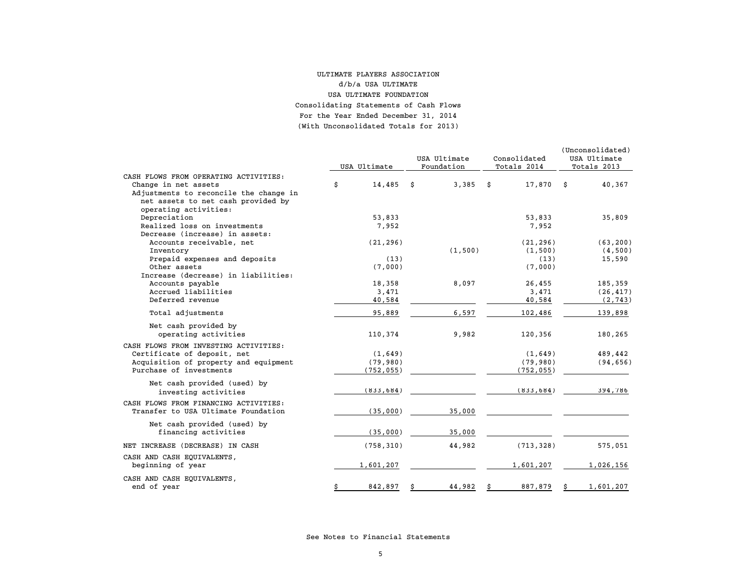ULTIMATE PLAYERS ASSOCIATION

d/b/a USA ULTIMATE

USA ULTIMATE FOUNDATION

Consolidating Statements of Cash Flows

For the Year Ended December 31, 2014

(With Unconsolidated Totals for 2013)

| | USA Ultimate | USA Ultimate Foundation | Consolidated Totals 2014 | (Unconsolidated) USA Ultimate Totals 2013 |
|---|---|---|---|---|
| CASH FLOWS FROM OPERATING ACTIVITIES: | | | | |
| Change in net assets | $ 14,485 | $ 3,385 | $ 17,870 | $ 40,367 |
| Adjustments to reconcile the change in net assets to net cash provided by operating activities: | | | | |
| Depreciation | 53,833 | | 53,833 | 35,809 |
| Realized loss on investments | 7,952 | | 7,952 | |
| Decrease (increase) in assets: | | | | |
| Accounts receivable, net | (21,296) | | (21,296) | (63,200) |
| Inventory | | (1,500) | (1,500) | (4,500) |
| Prepaid expenses and deposits | (13) | | (13) | 15,590 |
| Other assets | (7,000) | | (7,000) | |
| Increase (decrease) in liabilities: | | | | |
| Accounts payable | 18,358 | 8,097 | 26,455 | 185,359 |
| Accrued liabilities | 3,471 | | 3,471 | (26,417) |
| Deferred revenue | 40,584 | | 40,584 | (2,743) |
| Total adjustments | 95,889 | 6,597 | 102,486 | 139,898 |
| Net cash provided by operating activities | 110,374 | 9,982 | 120,356 | 180,265 |
| CASH FLOWS FROM INVESTING ACTIVITIES: | | | | |
| Certificate of deposit, net | (1,649) | | (1,649) | 489,442 |
| Acquisition of property and equipment | (79,980) | | (79,980) | (94,656) |
| Purchase of investments | (752,055) | | (752,055) | |
| Net cash provided (used) by investing activities | (833,684) | | (833,684) | 394,786 |
| CASH FLOWS FROM FINANCING ACTIVITIES: | | | | |
| Transfer to USA Ultimate Foundation | (35,000) | 35,000 | | |
| Net cash provided (used) by financing activities | (35,000) | 35,000 | | |
| NET INCREASE (DECREASE) IN CASH | (758,310) | 44,982 | (713,328) | 575,051 |
| CASH AND CASH EQUIVALENTS, beginning of year | 1,601,207 | | 1,601,207 | 1,026,156 |
| CASH AND CASH EQUIVALENTS, end of year | $ 842,897 | $ 44,982 | $ 887,879 | $ 1,601,207 |

See Notes to Financial Statements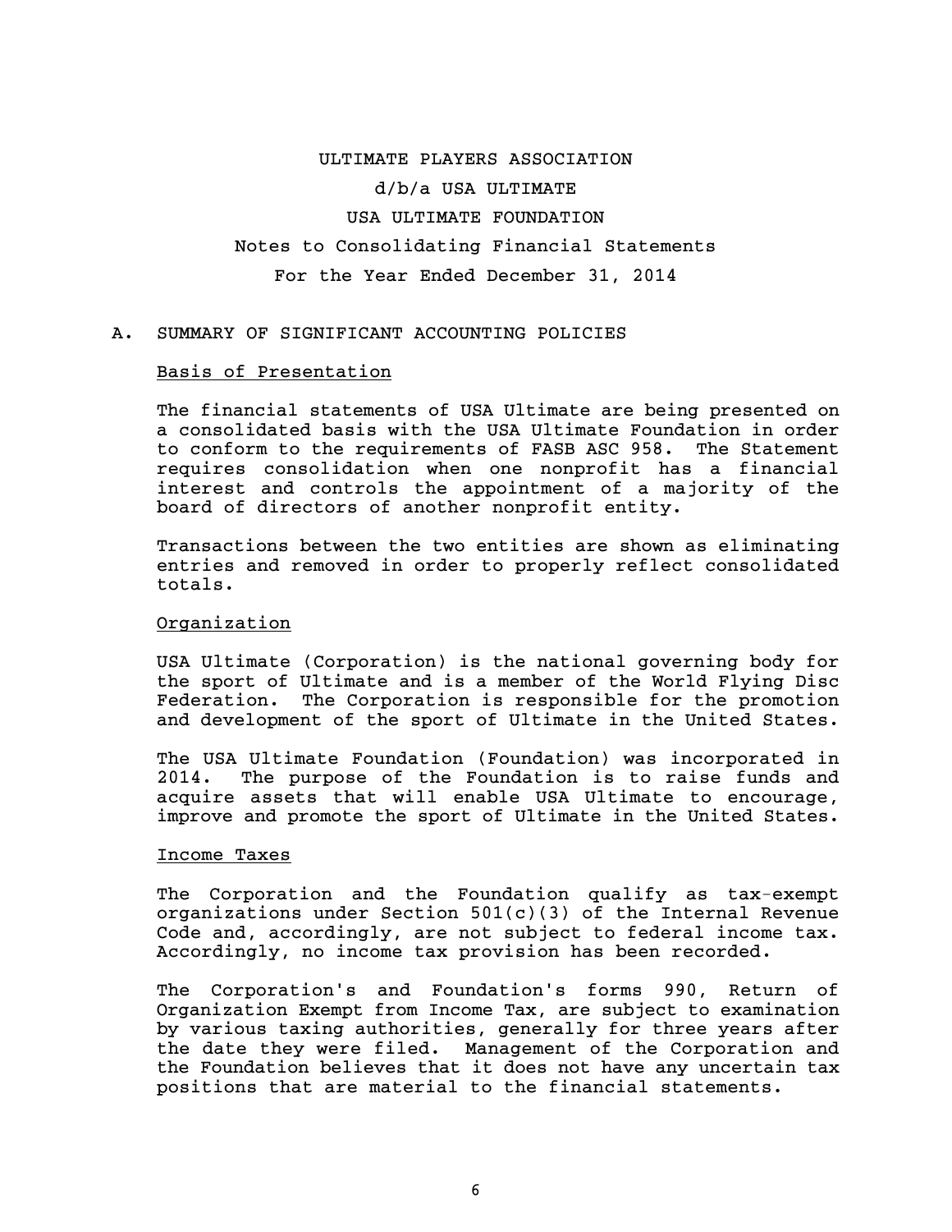# ULTIMATE PLAYERS ASSOCIATION

## d/b/a USA ULTIMATE

## USA ULTIMATE FOUNDATION

### Notes to Consolidating Financial Statements

### For the Year Ended December 31, 2014

## A. SUMMARY OF SIGNIFICANT ACCOUNTING POLICIES

### Basis of Presentation

The financial statements of USA Ultimate are being presented on a consolidated basis with the USA Ultimate Foundation in order to conform to the requirements of FASB ASC 958. The Statement requires consolidation when one nonprofit has a financial interest and controls the appointment of a majority of the board of directors of another nonprofit entity.

Transactions between the two entities are shown as eliminating entries and removed in order to properly reflect consolidated totals.

### Organization

USA Ultimate (Corporation) is the national governing body for the sport of Ultimate and is a member of the World Flying Disc Federation. The Corporation is responsible for the promotion and development of the sport of Ultimate in the United States.

The USA Ultimate Foundation (Foundation) was incorporated in 2014. The purpose of the Foundation is to raise funds and acquire assets that will enable USA Ultimate to encourage, improve and promote the sport of Ultimate in the United States.

### Income Taxes

The Corporation and the Foundation qualify as tax-exempt organizations under Section 501(c)(3) of the Internal Revenue Code and, accordingly, are not subject to federal income tax. Accordingly, no income tax provision has been recorded.

The Corporation's and Foundation's forms 990, Return of Organization Exempt from Income Tax, are subject to examination by various taxing authorities, generally for three years after the date they were filed. Management of the Corporation and the Foundation believes that it does not have any uncertain tax positions that are material to the financial statements.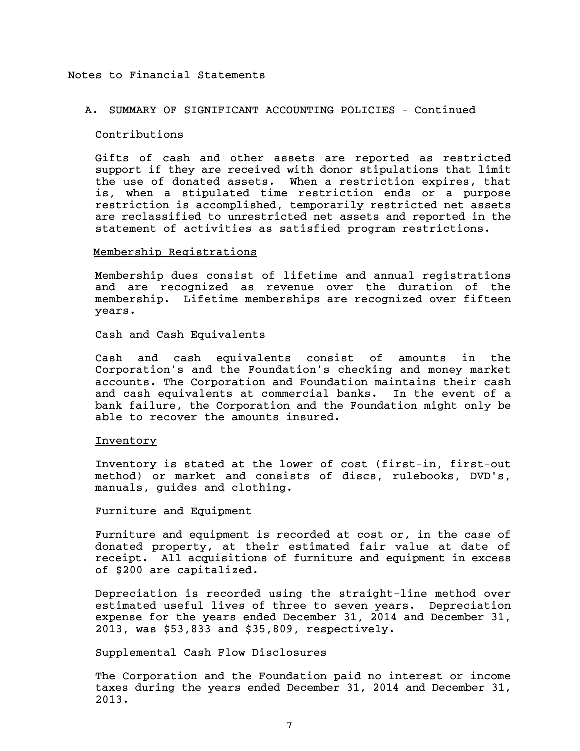Notes to Financial Statements

## A. SUMMARY OF SIGNIFICANT ACCOUNTING POLICIES - Continued

### Contributions

Gifts of cash and other assets are reported as restricted support if they are received with donor stipulations that limit the use of donated assets. When a restriction expires, that is, when a stipulated time restriction ends or a purpose restriction is accomplished, temporarily restricted net assets are reclassified to unrestricted net assets and reported in the statement of activities as satisfied program restrictions.

### Membership Registrations

Membership dues consist of lifetime and annual registrations and are recognized as revenue over the duration of the membership. Lifetime memberships are recognized over fifteen years.

### Cash and Cash Equivalents

Cash and cash equivalents consist of amounts in the Corporation's and the Foundation's checking and money market accounts. The Corporation and Foundation maintains their cash and cash equivalents at commercial banks. In the event of a bank failure, the Corporation and the Foundation might only be able to recover the amounts insured.

### Inventory

Inventory is stated at the lower of cost (first-in, first-out method) or market and consists of discs, rulebooks, DVD's, manuals, guides and clothing.

### Furniture and Equipment

Furniture and equipment is recorded at cost or, in the case of donated property, at their estimated fair value at date of receipt. All acquisitions of furniture and equipment in excess of $200 are capitalized.

Depreciation is recorded using the straight-line method over estimated useful lives of three to seven years. Depreciation expense for the years ended December 31, 2014 and December 31, 2013, was $53,833 and $35,809, respectively.

### Supplemental Cash Flow Disclosures

The Corporation and the Foundation paid no interest or income taxes during the years ended December 31, 2014 and December 31, 2013.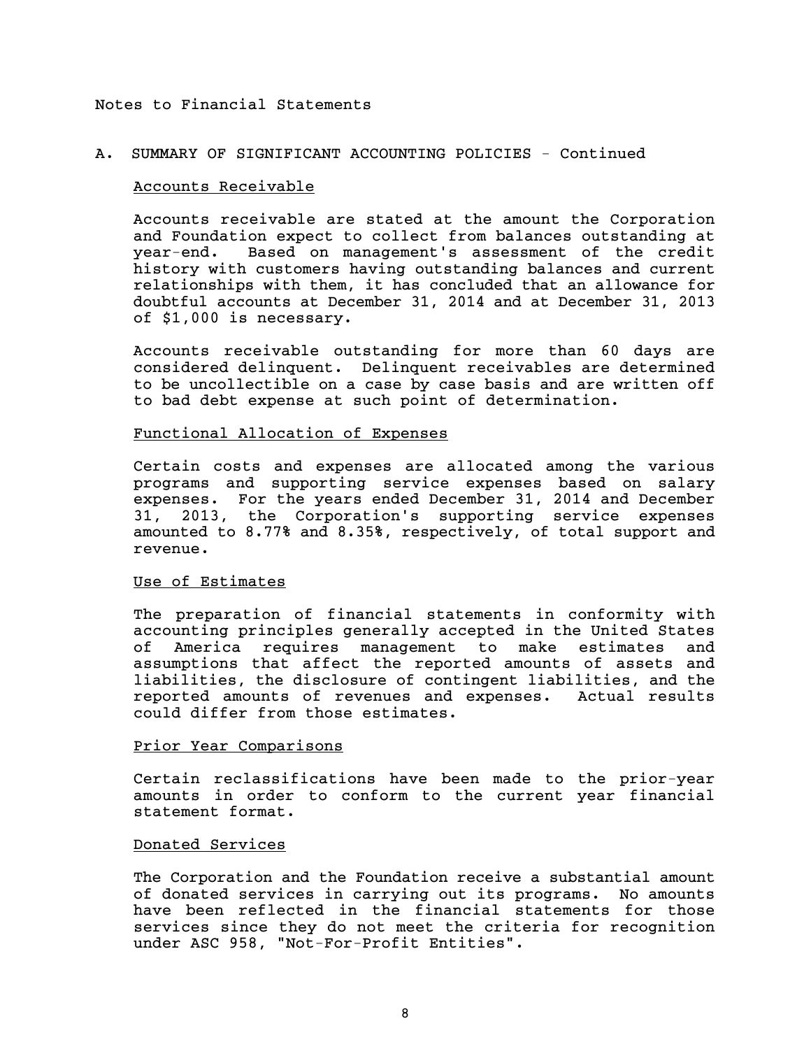Notes to Financial Statements

## A. SUMMARY OF SIGNIFICANT ACCOUNTING POLICIES - Continued

### Accounts Receivable

Accounts receivable are stated at the amount the Corporation and Foundation expect to collect from balances outstanding at year-end. Based on management's assessment of the credit history with customers having outstanding balances and current relationships with them, it has concluded that an allowance for doubtful accounts at December 31, 2014 and at December 31, 2013 of $1,000 is necessary.

Accounts receivable outstanding for more than 60 days are considered delinquent. Delinquent receivables are determined to be uncollectible on a case by case basis and are written off to bad debt expense at such point of determination.

### Functional Allocation of Expenses

Certain costs and expenses are allocated among the various programs and supporting service expenses based on salary expenses. For the years ended December 31, 2014 and December 31, 2013, the Corporation's supporting service expenses amounted to 8.77% and 8.35%, respectively, of total support and revenue.

### Use of Estimates

The preparation of financial statements in conformity with accounting principles generally accepted in the United States of America requires management to make estimates and assumptions that affect the reported amounts of assets and liabilities, the disclosure of contingent liabilities, and the reported amounts of revenues and expenses. Actual results could differ from those estimates.

### Prior Year Comparisons

Certain reclassifications have been made to the prior-year amounts in order to conform to the current year financial statement format.

### Donated Services

The Corporation and the Foundation receive a substantial amount of donated services in carrying out its programs. No amounts have been reflected in the financial statements for those services since they do not meet the criteria for recognition under ASC 958, "Not-For-Profit Entities".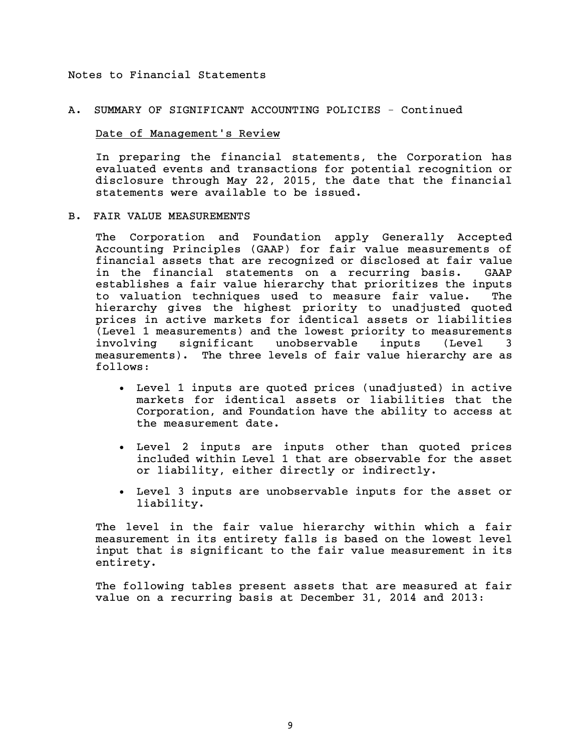Notes to Financial Statements

## A. SUMMARY OF SIGNIFICANT ACCOUNTING POLICIES - Continued

### Date of Management's Review

In preparing the financial statements, the Corporation has evaluated events and transactions for potential recognition or disclosure through May 22, 2015, the date that the financial statements were available to be issued.

## B. FAIR VALUE MEASUREMENTS

The Corporation and Foundation apply Generally Accepted Accounting Principles (GAAP) for fair value measurements of financial assets that are recognized or disclosed at fair value in the financial statements on a recurring basis. GAAP establishes a fair value hierarchy that prioritizes the inputs to valuation techniques used to measure fair value. The hierarchy gives the highest priority to unadjusted quoted prices in active markets for identical assets or liabilities (Level 1 measurements) and the lowest priority to measurements involving significant unobservable inputs (Level 3 measurements). The three levels of fair value hierarchy are as follows:

- Level 1 inputs are quoted prices (unadjusted) in active markets for identical assets or liabilities that the Corporation, and Foundation have the ability to access at the measurement date.
- Level 2 inputs are inputs other than quoted prices included within Level 1 that are observable for the asset or liability, either directly or indirectly.
- Level 3 inputs are unobservable inputs for the asset or liability.

The level in the fair value hierarchy within which a fair measurement in its entirety falls is based on the lowest level input that is significant to the fair value measurement in its entirety.

The following tables present assets that are measured at fair value on a recurring basis at December 31, 2014 and 2013: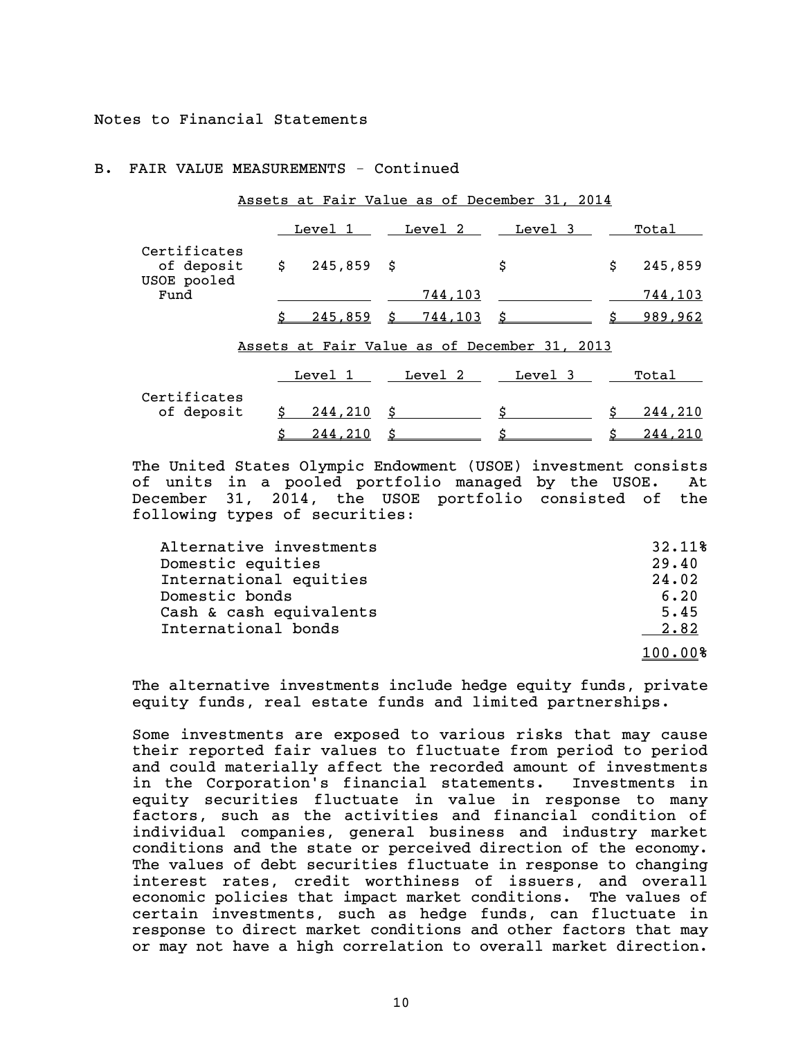Notes to Financial Statements

## B. FAIR VALUE MEASUREMENTS - Continued

Assets at Fair Value as of December 31, 2014

| | Level 1 | Level 2 | Level 3 | Total |
|---|---|---|---|---|
| Certificates of deposit | $ 245,859 | $ | $ | $ 245,859 |
| USOE pooled Fund | | 744,103 | | 744,103 |
| | $ 245,859 | $ 744,103 | $ | $ 989,962 |

Assets at Fair Value as of December 31, 2013

| | Level 1 | Level 2 | Level 3 | Total |
|---|---|---|---|---|
| Certificates of deposit | $ 244,210 | $ | $ | $ 244,210 |
| | $ 244,210 | $ | $ | $ 244,210 |

The United States Olympic Endowment (USOE) investment consists of units in a pooled portfolio managed by the USOE. At December 31, 2014, the USOE portfolio consisted of the following types of securities:

| | |
|---|---|
| Alternative investments | 32.11% |
| Domestic equities | 29.40 |
| International equities | 24.02 |
| Domestic bonds | 6.20 |
| Cash & cash equivalents | 5.45 |
| International bonds | 2.82 |
| | 100.00% |

The alternative investments include hedge equity funds, private equity funds, real estate funds and limited partnerships.

Some investments are exposed to various risks that may cause their reported fair values to fluctuate from period to period and could materially affect the recorded amount of investments in the Corporation's financial statements. Investments in equity securities fluctuate in value in response to many factors, such as the activities and financial condition of individual companies, general business and industry market conditions and the state or perceived direction of the economy. The values of debt securities fluctuate in response to changing interest rates, credit worthiness of issuers, and overall economic policies that impact market conditions. The values of certain investments, such as hedge funds, can fluctuate in response to direct market conditions and other factors that may or may not have a high correlation to overall market direction.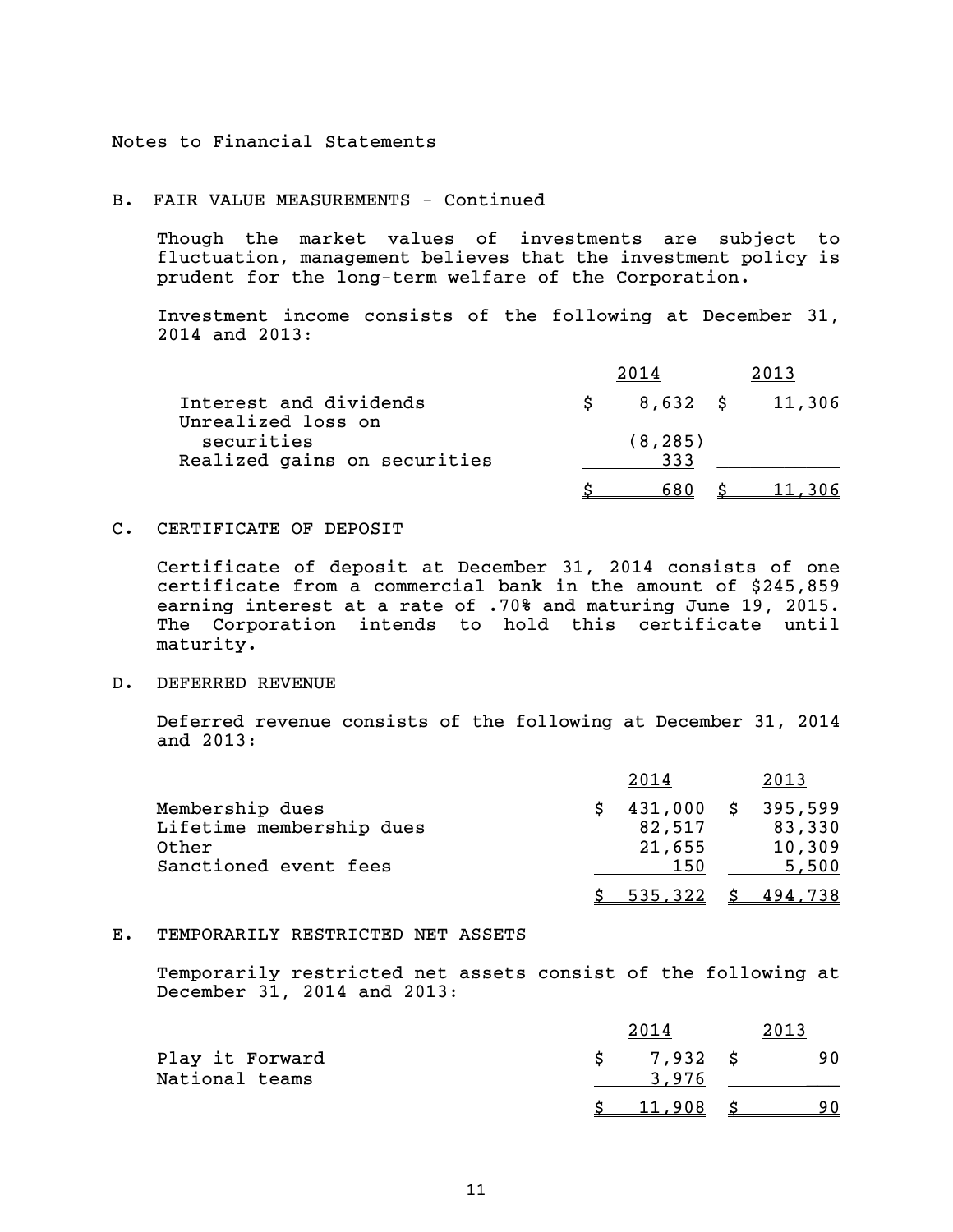Notes to Financial Statements

## B. FAIR VALUE MEASUREMENTS - Continued

Though the market values of investments are subject to fluctuation, management believes that the investment policy is prudent for the long-term welfare of the Corporation.

Investment income consists of the following at December 31, 2014 and 2013:

| | 2014 | 2013 |
|---|---|---|
| Interest and dividends | $ 8,632 | $ 11,306 |
| Unrealized loss on securities | (8,285) | |
| Realized gains on securities | 333 | |
| | $ 680 | $ 11,306 |

## C. CERTIFICATE OF DEPOSIT

Certificate of deposit at December 31, 2014 consists of one certificate from a commercial bank in the amount of $245,859 earning interest at a rate of .70% and maturing June 19, 2015. The Corporation intends to hold this certificate until maturity.

## D. DEFERRED REVENUE

Deferred revenue consists of the following at December 31, 2014 and 2013:

| | 2014 | 2013 |
|---|---|---|
| Membership dues | $ 431,000 | $ 395,599 |
| Lifetime membership dues | 82,517 | 83,330 |
| Other | 21,655 | 10,309 |
| Sanctioned event fees | 150 | 5,500 |
| | $ 535,322 | $ 494,738 |

## E. TEMPORARILY RESTRICTED NET ASSETS

Temporarily restricted net assets consist of the following at December 31, 2014 and 2013:

| | 2014 | 2013 |
|---|---|---|
| Play it Forward | $ 7,932 | $ 90 |
| National teams | 3,976 | |
| | $ 11,908 | $ 90 |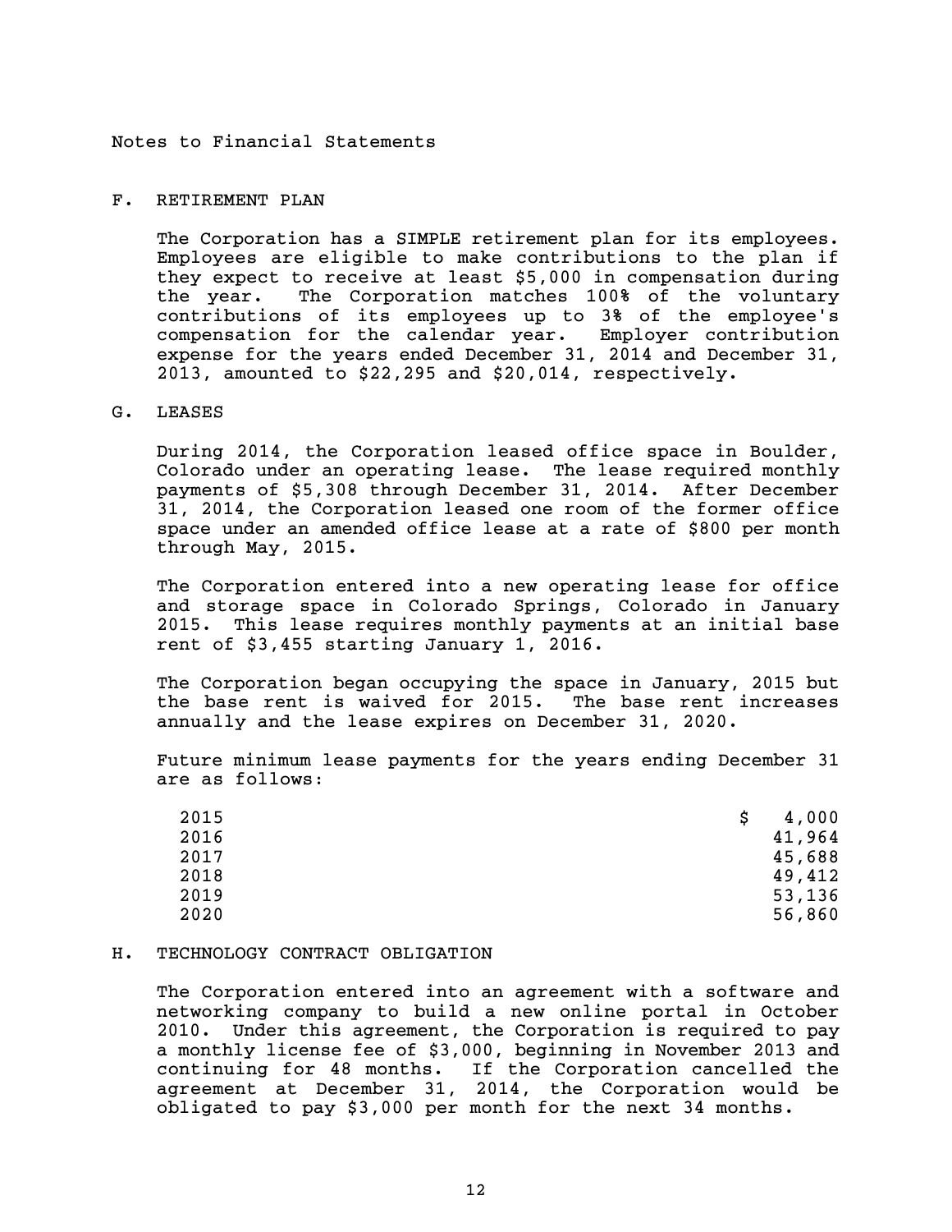Notes to Financial Statements

## F. RETIREMENT PLAN

The Corporation has a SIMPLE retirement plan for its employees. Employees are eligible to make contributions to the plan if they expect to receive at least $5,000 in compensation during the year. The Corporation matches 100% of the voluntary contributions of its employees up to 3% of the employee's compensation for the calendar year. Employer contribution expense for the years ended December 31, 2014 and December 31, 2013, amounted to $22,295 and $20,014, respectively.

## G. LEASES

During 2014, the Corporation leased office space in Boulder, Colorado under an operating lease. The lease required monthly payments of $5,308 through December 31, 2014. After December 31, 2014, the Corporation leased one room of the former office space under an amended office lease at a rate of $800 per month through May, 2015.

The Corporation entered into a new operating lease for office and storage space in Colorado Springs, Colorado in January 2015. This lease requires monthly payments at an initial base rent of $3,455 starting January 1, 2016.

The Corporation began occupying the space in January, 2015 but the base rent is waived for 2015. The base rent increases annually and the lease expires on December 31, 2020.

Future minimum lease payments for the years ending December 31 are as follows:

| | |
|---|---|
| 2015 | $ 4,000 |
| 2016 | 41,964 |
| 2017 | 45,688 |
| 2018 | 49,412 |
| 2019 | 53,136 |
| 2020 | 56,860 |

## H. TECHNOLOGY CONTRACT OBLIGATION

The Corporation entered into an agreement with a software and networking company to build a new online portal in October 2010. Under this agreement, the Corporation is required to pay a monthly license fee of $3,000, beginning in November 2013 and continuing for 48 months. If the Corporation cancelled the agreement at December 31, 2014, the Corporation would be obligated to pay $3,000 per month for the next 34 months.